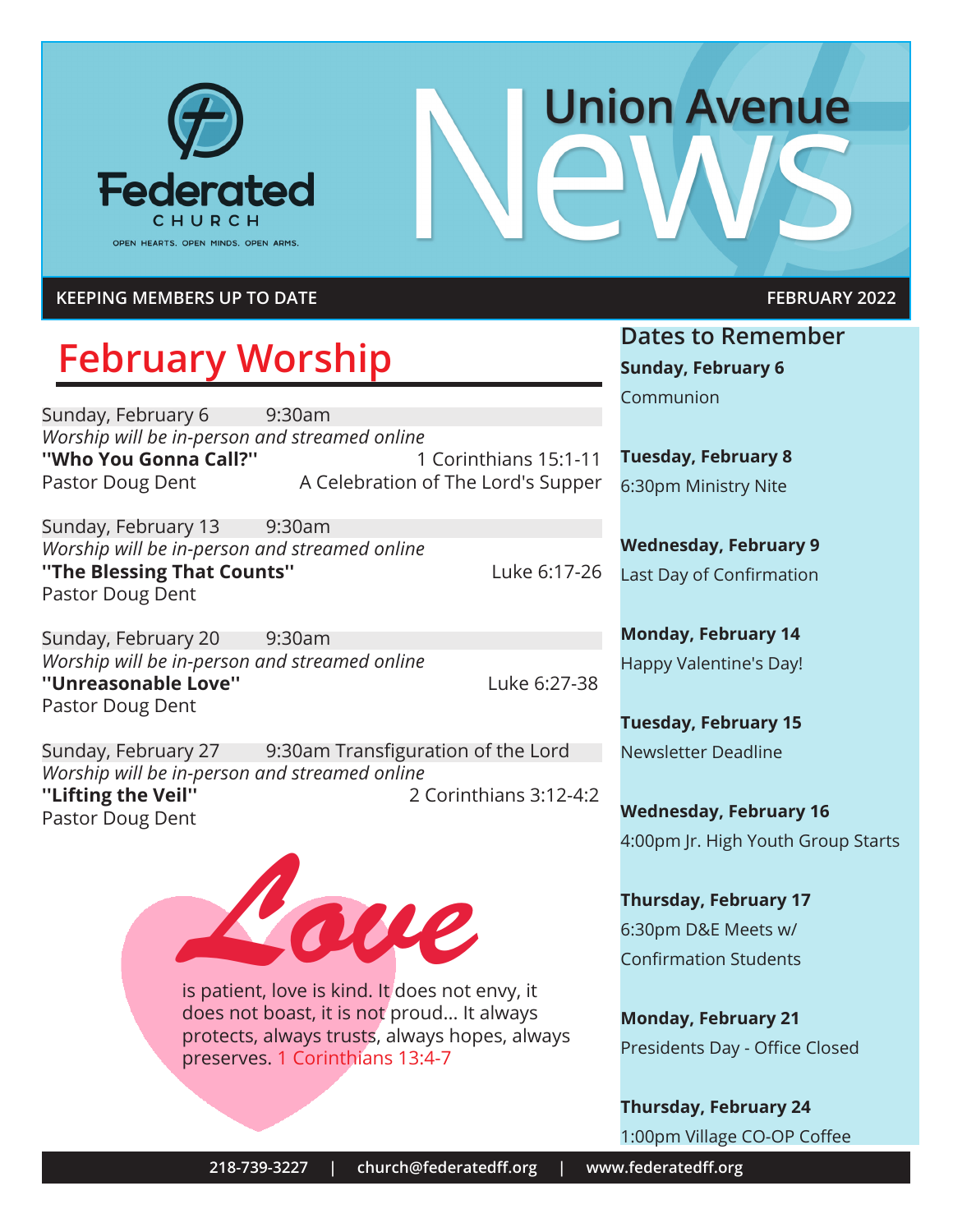# Union Avenue News

Federated CHURCH

OPEN HEARTS. OPEN MINDS. OPEN ARMS.

KEEPING MEMBERS UP TO DATE — FEBRUARY 2022

## February Worship

Sunday, February 6 9:30am
*Worship will be in-person and streamed online*
**"Who You Gonna Call?"** 1 Corinthians 15:1-11
Pastor Doug Dent — A Celebration of The Lord's Supper

Sunday, February 13 9:30am
*Worship will be in-person and streamed online*
**"The Blessing That Counts"** Luke 6:17-26
Pastor Doug Dent

Sunday, February 20 9:30am
*Worship will be in-person and streamed online*
**"Unreasonable Love"** Luke 6:27-38
Pastor Doug Dent

Sunday, February 27 9:30am Transfiguration of the Lord
*Worship will be in-person and streamed online*
**"Lifting the Veil"** 2 Corinthians 3:12-4:2
Pastor Doug Dent

**Love** is patient, love is kind. It does not envy, it does not boast, it is not proud... It always protects, always trusts, always hopes, always preserves. 1 Corinthians 13:4-7

## Dates to Remember

**Sunday, February 6**
Communion

**Tuesday, February 8**
6:30pm Ministry Nite

**Wednesday, February 9**
Last Day of Confirmation

**Monday, February 14**
Happy Valentine's Day!

**Tuesday, February 15**
Newsletter Deadline

**Wednesday, February 16**
4:00pm Jr. High Youth Group Starts

**Thursday, February 17**
6:30pm D&E Meets w/ Confirmation Students

**Monday, February 21**
Presidents Day - Office Closed

**Thursday, February 24**
1:00pm Village CO-OP Coffee

218-739-3227 | church@federatedff.org | www.federatedff.org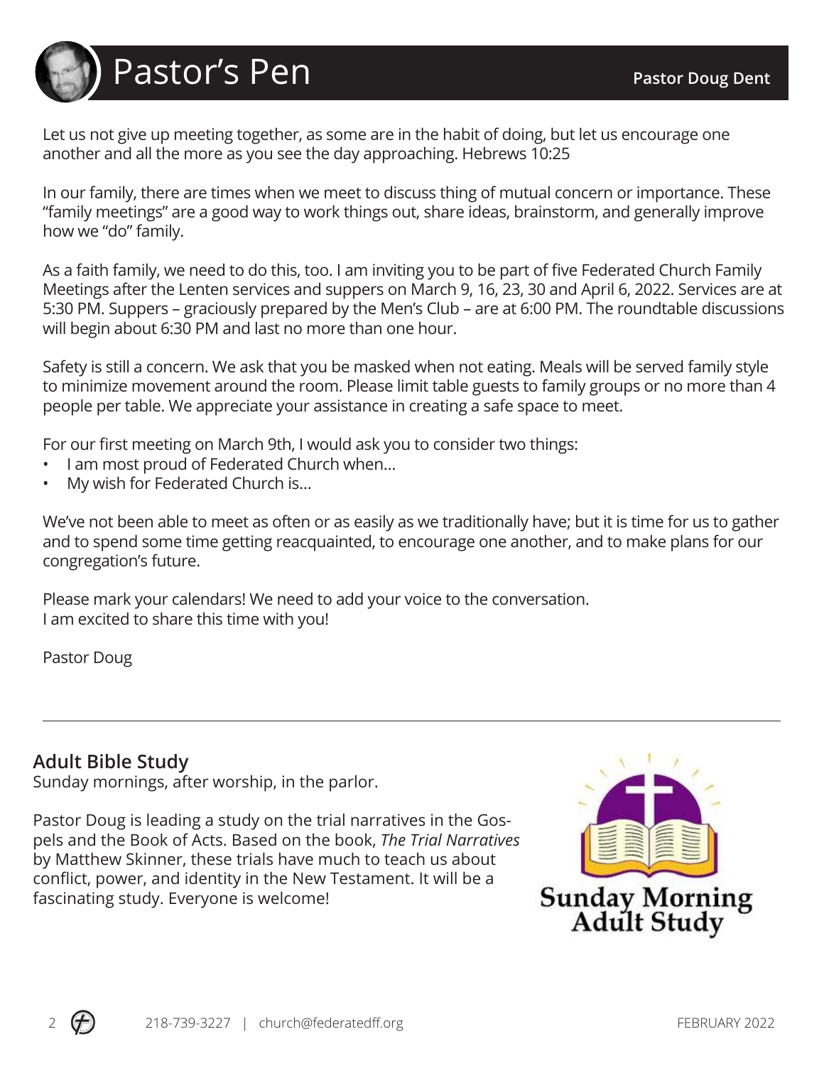# Pastor's Pen

**Pastor Doug Dent**

Let us not give up meeting together, as some are in the habit of doing, but let us encourage one another and all the more as you see the day approaching. Hebrews 10:25

In our family, there are times when we meet to discuss thing of mutual concern or importance. These "family meetings" are a good way to work things out, share ideas, brainstorm, and generally improve how we "do" family.

As a faith family, we need to do this, too. I am inviting you to be part of five Federated Church Family Meetings after the Lenten services and suppers on March 9, 16, 23, 30 and April 6, 2022. Services are at 5:30 PM. Suppers – graciously prepared by the Men's Club – are at 6:00 PM. The roundtable discussions will begin about 6:30 PM and last no more than one hour.

Safety is still a concern. We ask that you be masked when not eating. Meals will be served family style to minimize movement around the room. Please limit table guests to family groups or no more than 4 people per table. We appreciate your assistance in creating a safe space to meet.

For our first meeting on March 9th, I would ask you to consider two things:

- I am most proud of Federated Church when...
- My wish for Federated Church is...

We've not been able to meet as often or as easily as we traditionally have; but it is time for us to gather and to spend some time getting reacquainted, to encourage one another, and to make plans for our congregation's future.

Please mark your calendars! We need to add your voice to the conversation.
I am excited to share this time with you!

Pastor Doug

---

## Adult Bible Study

Sunday mornings, after worship, in the parlor.

Pastor Doug is leading a study on the trial narratives in the Gospels and the Book of Acts. Based on the book, *The Trial Narratives* by Matthew Skinner, these trials have much to teach us about conflict, power, and identity in the New Testament. It will be a fascinating study. Everyone is welcome!

Sunday Morning Adult Study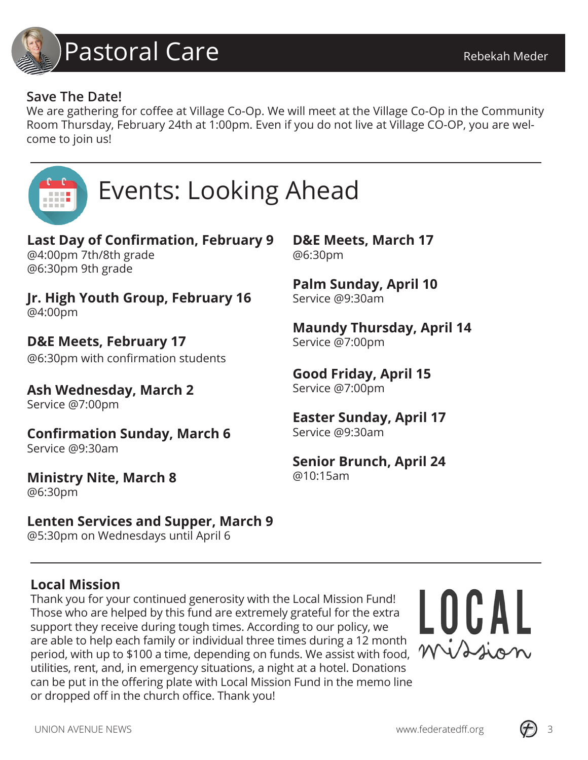# Pastoral Care

Rebekah Meder

**Save The Date!**

We are gathering for coffee at Village Co-Op. We will meet at the Village Co-Op in the Community Room Thursday, February 24th at 1:00pm. Even if you do not live at Village CO-OP, you are welcome to join us!

# Events: Looking Ahead

**Last Day of Confirmation, February 9**
@4:00pm 7th/8th grade
@6:30pm 9th grade

**Jr. High Youth Group, February 16**
@4:00pm

**D&E Meets, February 17**
@6:30pm with confirmation students

**Ash Wednesday, March 2**
Service @7:00pm

**Confirmation Sunday, March 6**
Service @9:30am

**Ministry Nite, March 8**
@6:30pm

**Lenten Services and Supper, March 9**
@5:30pm on Wednesdays until April 6

**D&E Meets, March 17**
@6:30pm

**Palm Sunday, April 10**
Service @9:30am

**Maundy Thursday, April 14**
Service @7:00pm

**Good Friday, April 15**
Service @7:00pm

**Easter Sunday, April 17**
Service @9:30am

**Senior Brunch, April 24**
@10:15am

## Local Mission

Thank you for your continued generosity with the Local Mission Fund! Those who are helped by this fund are extremely grateful for the extra support they receive during tough times. According to our policy, we are able to help each family or individual three times during a 12 month period, with up to $100 a time, depending on funds. We assist with food, utilities, rent, and, in emergency situations, a night at a hotel. Donations can be put in the offering plate with Local Mission Fund in the memo line or dropped off in the church office. Thank you!

LOCAL mission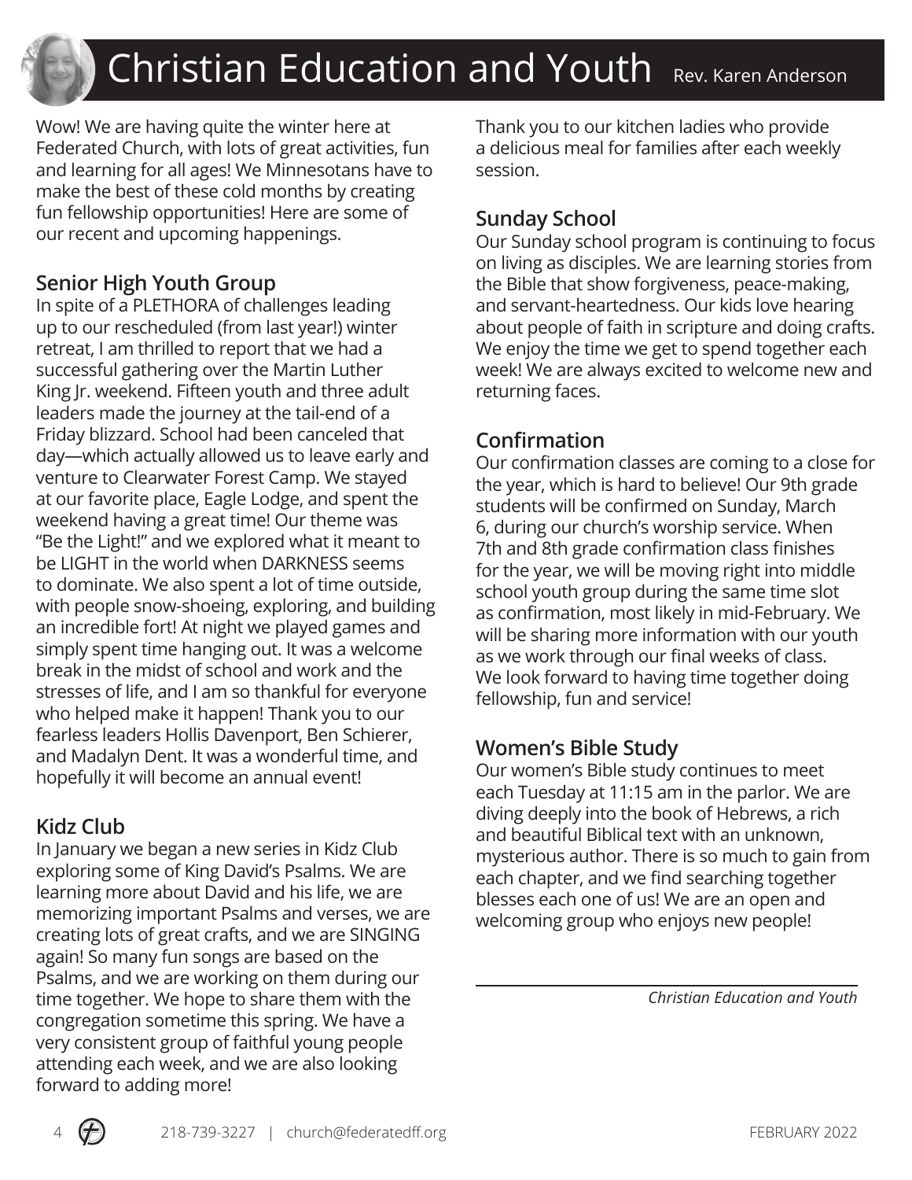# Christian Education and Youth

Rev. Karen Anderson

Wow! We are having quite the winter here at Federated Church, with lots of great activities, fun and learning for all ages! We Minnesotans have to make the best of these cold months by creating fun fellowship opportunities! Here are some of our recent and upcoming happenings.

## Senior High Youth Group

In spite of a PLETHORA of challenges leading up to our rescheduled (from last year!) winter retreat, I am thrilled to report that we had a successful gathering over the Martin Luther King Jr. weekend. Fifteen youth and three adult leaders made the journey at the tail-end of a Friday blizzard. School had been canceled that day—which actually allowed us to leave early and venture to Clearwater Forest Camp. We stayed at our favorite place, Eagle Lodge, and spent the weekend having a great time! Our theme was "Be the Light!" and we explored what it meant to be LIGHT in the world when DARKNESS seems to dominate. We also spent a lot of time outside, with people snow-shoeing, exploring, and building an incredible fort! At night we played games and simply spent time hanging out. It was a welcome break in the midst of school and work and the stresses of life, and I am so thankful for everyone who helped make it happen! Thank you to our fearless leaders Hollis Davenport, Ben Schierer, and Madalyn Dent. It was a wonderful time, and hopefully it will become an annual event!

## Kidz Club

In January we began a new series in Kidz Club exploring some of King David's Psalms. We are learning more about David and his life, we are memorizing important Psalms and verses, we are creating lots of great crafts, and we are SINGING again! So many fun songs are based on the Psalms, and we are working on them during our time together. We hope to share them with the congregation sometime this spring. We have a very consistent group of faithful young people attending each week, and we are also looking forward to adding more!

Thank you to our kitchen ladies who provide a delicious meal for families after each weekly session.

## Sunday School

Our Sunday school program is continuing to focus on living as disciples. We are learning stories from the Bible that show forgiveness, peace-making, and servant-heartedness. Our kids love hearing about people of faith in scripture and doing crafts. We enjoy the time we get to spend together each week! We are always excited to welcome new and returning faces.

## Confirmation

Our confirmation classes are coming to a close for the year, which is hard to believe! Our 9th grade students will be confirmed on Sunday, March 6, during our church's worship service. When 7th and 8th grade confirmation class finishes for the year, we will be moving right into middle school youth group during the same time slot as confirmation, most likely in mid-February. We will be sharing more information with our youth as we work through our final weeks of class. We look forward to having time together doing fellowship, fun and service!

## Women's Bible Study

Our women's Bible study continues to meet each Tuesday at 11:15 am in the parlor. We are diving deeply into the book of Hebrews, a rich and beautiful Biblical text with an unknown, mysterious author. There is so much to gain from each chapter, and we find searching together blesses each one of us! We are an open and welcoming group who enjoys new people!

*Christian Education and Youth*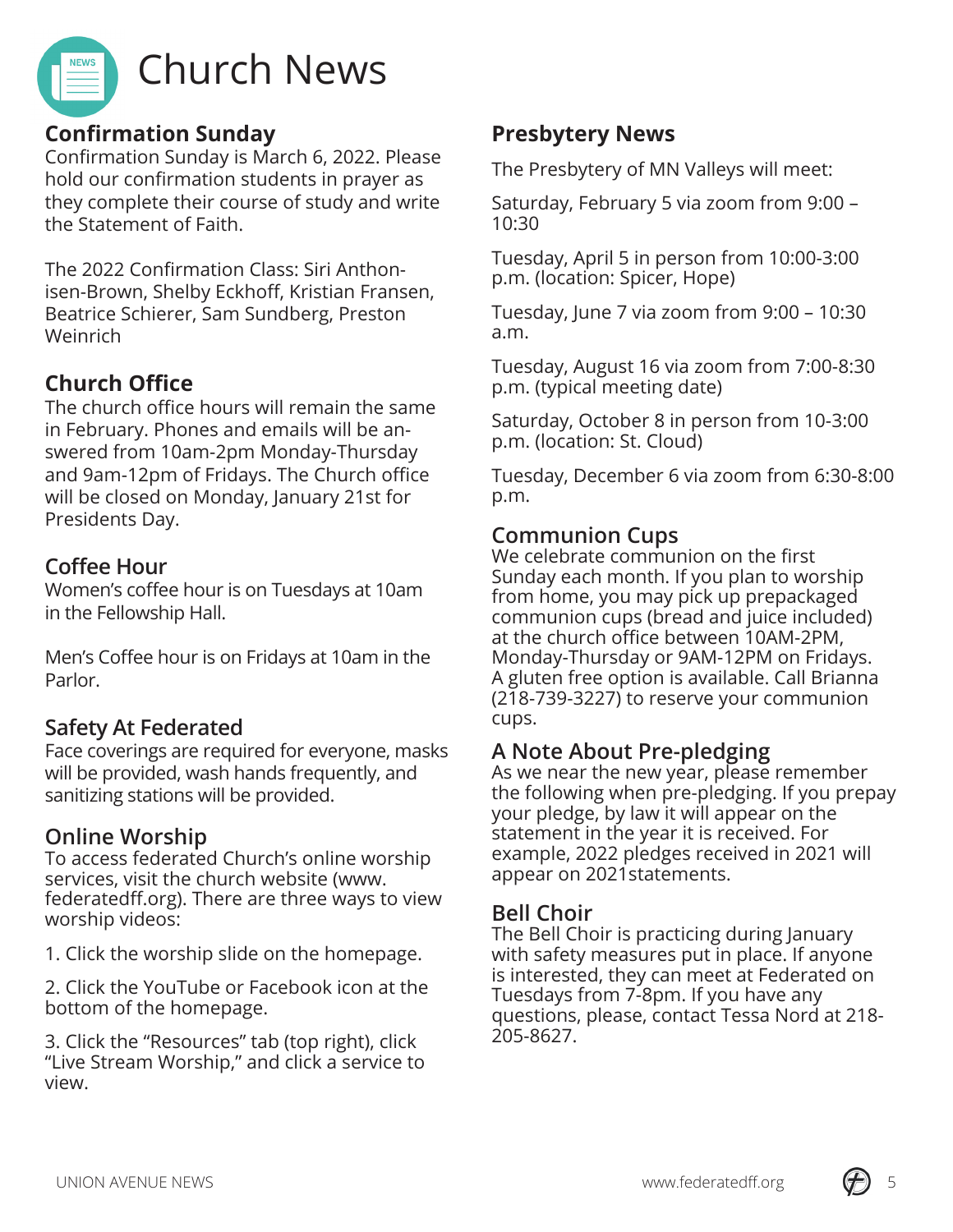# Church News

## Confirmation Sunday

Confirmation Sunday is March 6, 2022. Please hold our confirmation students in prayer as they complete their course of study and write the Statement of Faith.

The 2022 Confirmation Class: Siri Anthonisen-Brown, Shelby Eckhoff, Kristian Fransen, Beatrice Schierer, Sam Sundberg, Preston Weinrich

## Church Office

The church office hours will remain the same in February. Phones and emails will be answered from 10am-2pm Monday-Thursday and 9am-12pm of Fridays. The Church office will be closed on Monday, January 21st for Presidents Day.

## Coffee Hour

Women's coffee hour is on Tuesdays at 10am in the Fellowship Hall.

Men's Coffee hour is on Fridays at 10am in the Parlor.

## Safety At Federated

Face coverings are required for everyone, masks will be provided, wash hands frequently, and sanitizing stations will be provided.

## Online Worship

To access federated Church's online worship services, visit the church website (www.federatedff.org). There are three ways to view worship videos:

1. Click the worship slide on the homepage.

2. Click the YouTube or Facebook icon at the bottom of the homepage.

3. Click the "Resources" tab (top right), click "Live Stream Worship," and click a service to view.

## Presbytery News

The Presbytery of MN Valleys will meet:

Saturday, February 5 via zoom from 9:00 – 10:30

Tuesday, April 5 in person from 10:00-3:00 p.m. (location: Spicer, Hope)

Tuesday, June 7 via zoom from 9:00 – 10:30 a.m.

Tuesday, August 16 via zoom from 7:00-8:30 p.m. (typical meeting date)

Saturday, October 8 in person from 10-3:00 p.m. (location: St. Cloud)

Tuesday, December 6 via zoom from 6:30-8:00 p.m.

## Communion Cups

We celebrate communion on the first Sunday each month. If you plan to worship from home, you may pick up prepackaged communion cups (bread and juice included) at the church office between 10AM-2PM, Monday-Thursday or 9AM-12PM on Fridays. A gluten free option is available. Call Brianna (218-739-3227) to reserve your communion cups.

## A Note About Pre-pledging

As we near the new year, please remember the following when pre-pledging. If you prepay your pledge, by law it will appear on the statement in the year it is received. For example, 2022 pledges received in 2021 will appear on 2021statements.

## Bell Choir

The Bell Choir is practicing during January with safety measures put in place. If anyone is interested, they can meet at Federated on Tuesdays from 7-8pm. If you have any questions, please, contact Tessa Nord at 218-205-8627.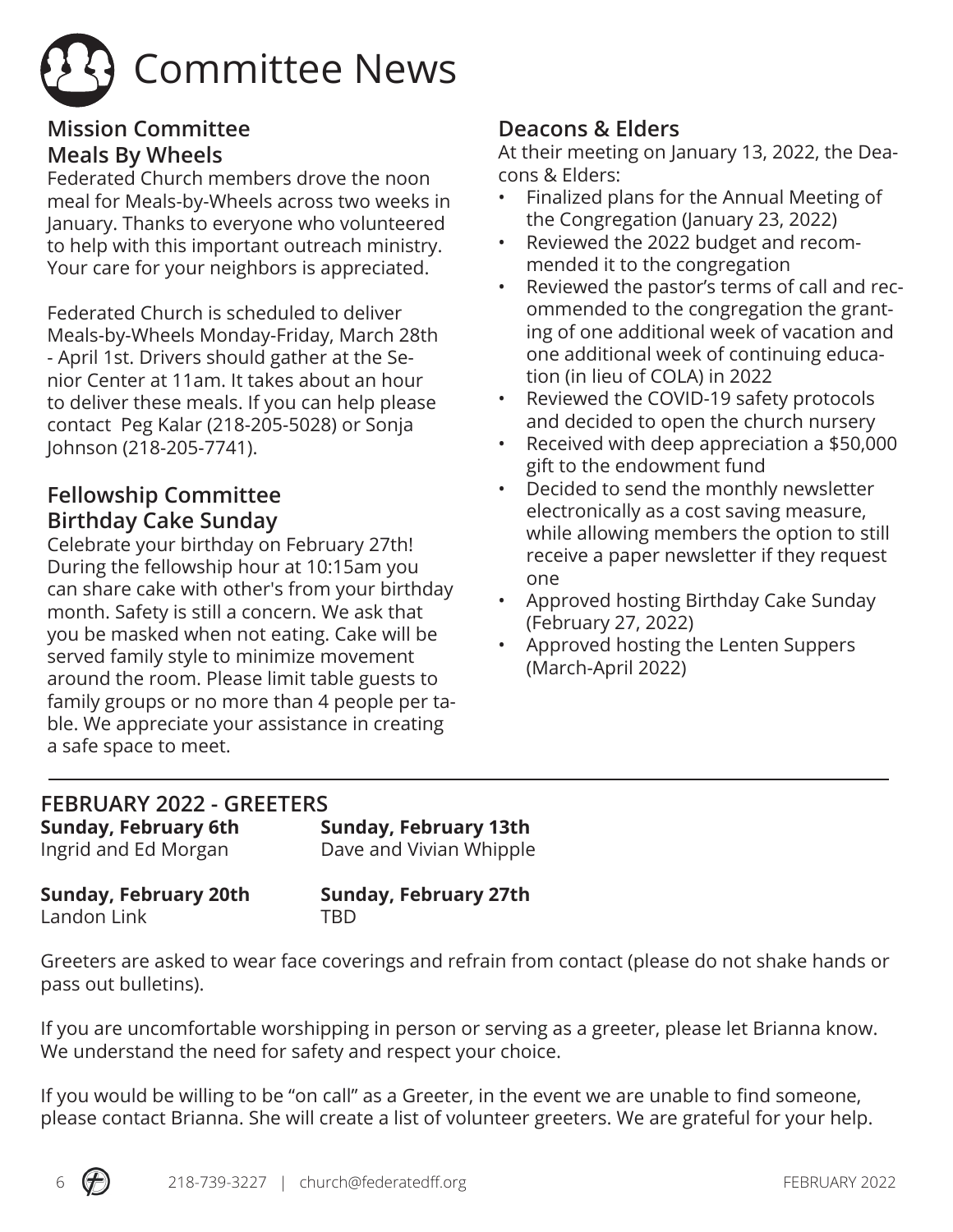# Committee News

## Mission Committee

### Meals By Wheels

Federated Church members drove the noon meal for Meals-by-Wheels across two weeks in January. Thanks to everyone who volunteered to help with this important outreach ministry. Your care for your neighbors is appreciated.

Federated Church is scheduled to deliver Meals-by-Wheels Monday-Friday, March 28th - April 1st. Drivers should gather at the Senior Center at 11am. It takes about an hour to deliver these meals. If you can help please contact Peg Kalar (218-205-5028) or Sonja Johnson (218-205-7741).

## Fellowship Committee

### Birthday Cake Sunday

Celebrate your birthday on February 27th! During the fellowship hour at 10:15am you can share cake with other's from your birthday month. Safety is still a concern. We ask that you be masked when not eating. Cake will be served family style to minimize movement around the room. Please limit table guests to family groups or no more than 4 people per table. We appreciate your assistance in creating a safe space to meet.

## Deacons & Elders

At their meeting on January 13, 2022, the Deacons & Elders:

- Finalized plans for the Annual Meeting of the Congregation (January 23, 2022)
- Reviewed the 2022 budget and recommended it to the congregation
- Reviewed the pastor's terms of call and recommended to the congregation the granting of one additional week of vacation and one additional week of continuing education (in lieu of COLA) in 2022
- Reviewed the COVID-19 safety protocols and decided to open the church nursery
- Received with deep appreciation a $50,000 gift to the endowment fund
- Decided to send the monthly newsletter electronically as a cost saving measure, while allowing members the option to still receive a paper newsletter if they request one
- Approved hosting Birthday Cake Sunday (February 27, 2022)
- Approved hosting the Lenten Suppers (March-April 2022)

---

## FEBRUARY 2022 - GREETERS

**Sunday, February 6th**
Ingrid and Ed Morgan

**Sunday, February 13th**
Dave and Vivian Whipple

**Sunday, February 20th**
Landon Link

**Sunday, February 27th**
TBD

Greeters are asked to wear face coverings and refrain from contact (please do not shake hands or pass out bulletins).

If you are uncomfortable worshipping in person or serving as a greeter, please let Brianna know. We understand the need for safety and respect your choice.

If you would be willing to be "on call" as a Greeter, in the event we are unable to find someone, please contact Brianna. She will create a list of volunteer greeters. We are grateful for your help.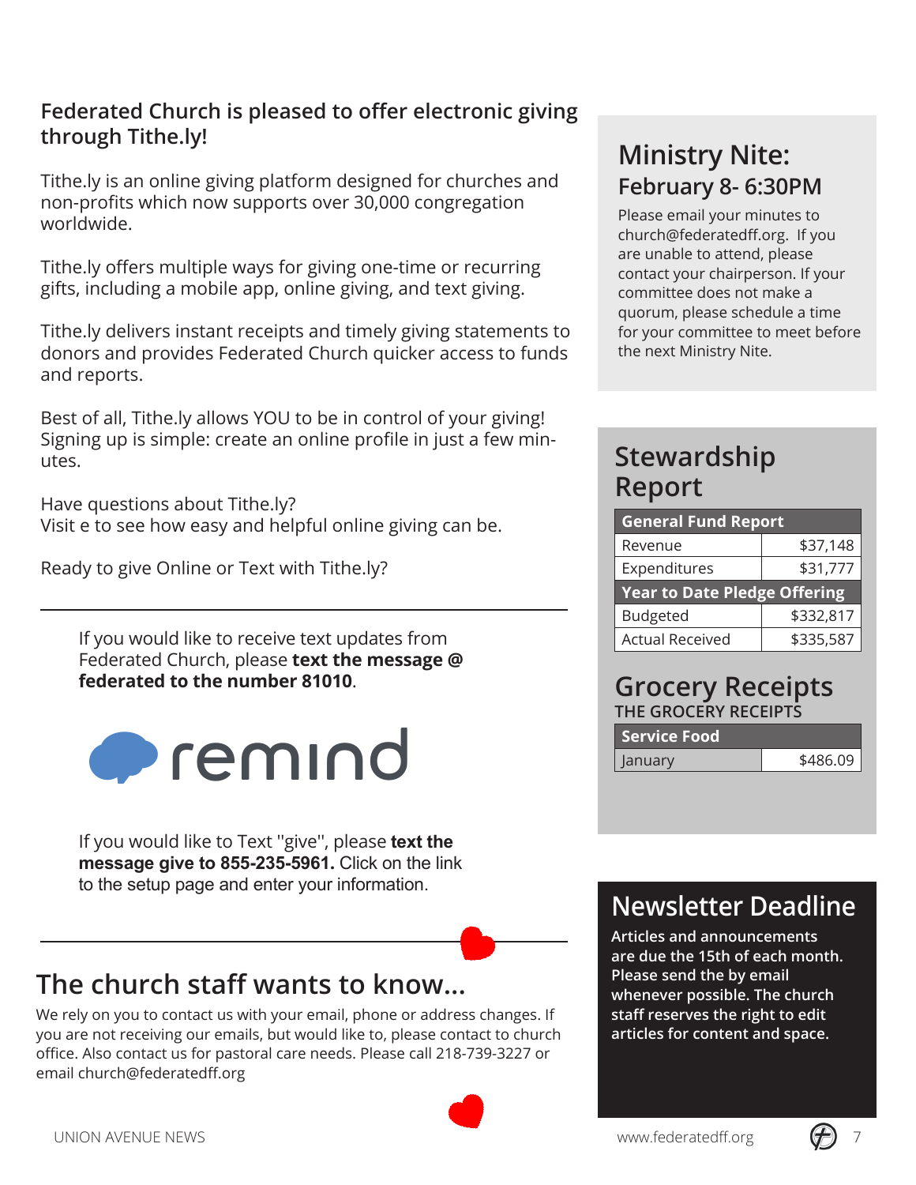## Federated Church is pleased to offer electronic giving through Tithe.ly!

Tithe.ly is an online giving platform designed for churches and non-profits which now supports over 30,000 congregation worldwide.

Tithe.ly offers multiple ways for giving one-time or recurring gifts, including a mobile app, online giving, and text giving.

Tithe.ly delivers instant receipts and timely giving statements to donors and provides Federated Church quicker access to funds and reports.

Best of all, Tithe.ly allows YOU to be in control of your giving! Signing up is simple: create an online profile in just a few minutes.

Have questions about Tithe.ly?
Visit e to see how easy and helpful online giving can be.

Ready to give Online or Text with Tithe.ly?

---

If you would like to receive text updates from Federated Church, please **text the message @ federated to the number 81010**.

remind

If you would like to Text "give", please **text the message give to 855-235-5961.** Click on the link to the setup page and enter your information.

---

## The church staff wants to know...

We rely on you to contact us with your email, phone or address changes. If you are not receiving our emails, but would like to, please contact to church office. Also contact us for pastoral care needs. Please call 218-739-3227 or email church@federatedff.org

## Ministry Nite:
### February 8- 6:30PM

Please email your minutes to church@federatedff.org. If you are unable to attend, please contact your chairperson. If your committee does not make a quorum, please schedule a time for your committee to meet before the next Ministry Nite.

## Stewardship Report

| General Fund Report | |
|---|---|
| Revenue | $37,148 |
| Expenditures | $31,777 |
| **Year to Date Pledge Offering** | |
| Budgeted | $332,817 |
| Actual Received | $335,587 |

## Grocery Receipts

THE GROCERY RECEIPTS

| Service Food | |
|---|---|
| January | $486.09 |

## Newsletter Deadline

**Articles and announcements are due the 15th of each month. Please send the by email whenever possible. The church staff reserves the right to edit articles for content and space.**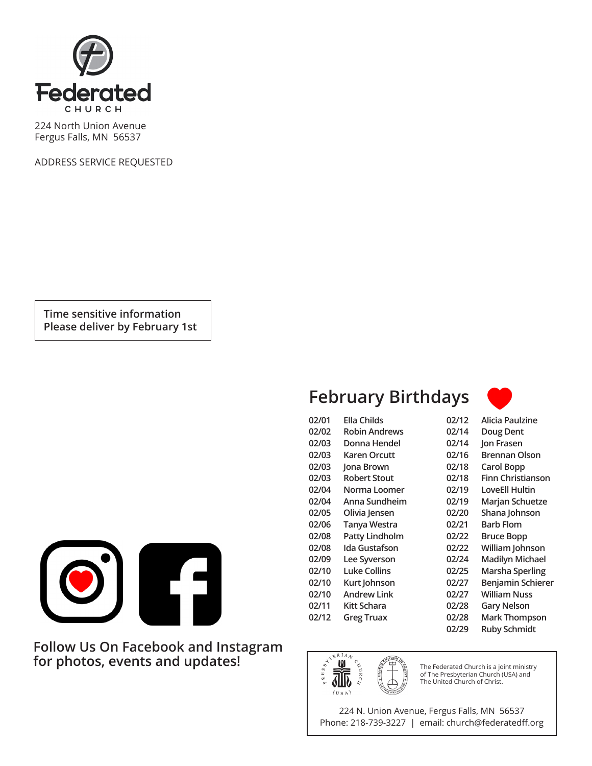Federated CHURCH

224 North Union Avenue
Fergus Falls, MN 56537

ADDRESS SERVICE REQUESTED

Time sensitive information
Please deliver by February 1st

## February Birthdays

| | | | |
|---|---|---|---|
| 02/01 | Ella Childs | 02/12 | Alicia Paulzine |
| 02/02 | Robin Andrews | 02/14 | Doug Dent |
| 02/03 | Donna Hendel | 02/14 | Jon Frasen |
| 02/03 | Karen Orcutt | 02/16 | Brennan Olson |
| 02/03 | Jona Brown | 02/18 | Carol Bopp |
| 02/03 | Robert Stout | 02/18 | Finn Christianson |
| 02/04 | Norma Loomer | 02/19 | LoveEll Hultin |
| 02/04 | Anna Sundheim | 02/19 | Marjan Schuetze |
| 02/05 | Olivia Jensen | 02/20 | Shana Johnson |
| 02/06 | Tanya Westra | 02/21 | Barb Flom |
| 02/08 | Patty Lindholm | 02/22 | Bruce Bopp |
| 02/08 | Ida Gustafson | 02/22 | William Johnson |
| 02/09 | Lee Syverson | 02/24 | Madilyn Michael |
| 02/10 | Luke Collins | 02/25 | Marsha Sperling |
| 02/10 | Kurt Johnson | 02/27 | Benjamin Schierer |
| 02/10 | Andrew Link | 02/27 | William Nuss |
| 02/11 | Kitt Schara | 02/28 | Gary Nelson |
| 02/12 | Greg Truax | 02/28 | Mark Thompson |
| | | 02/29 | Ruby Schmidt |

**Follow Us On Facebook and Instagram for photos, events and updates!**

The Federated Church is a joint ministry of The Presbyterian Church (USA) and The United Church of Christ.

224 N. Union Avenue, Fergus Falls, MN 56537
Phone: 218-739-3227 | email: church@federatedff.org